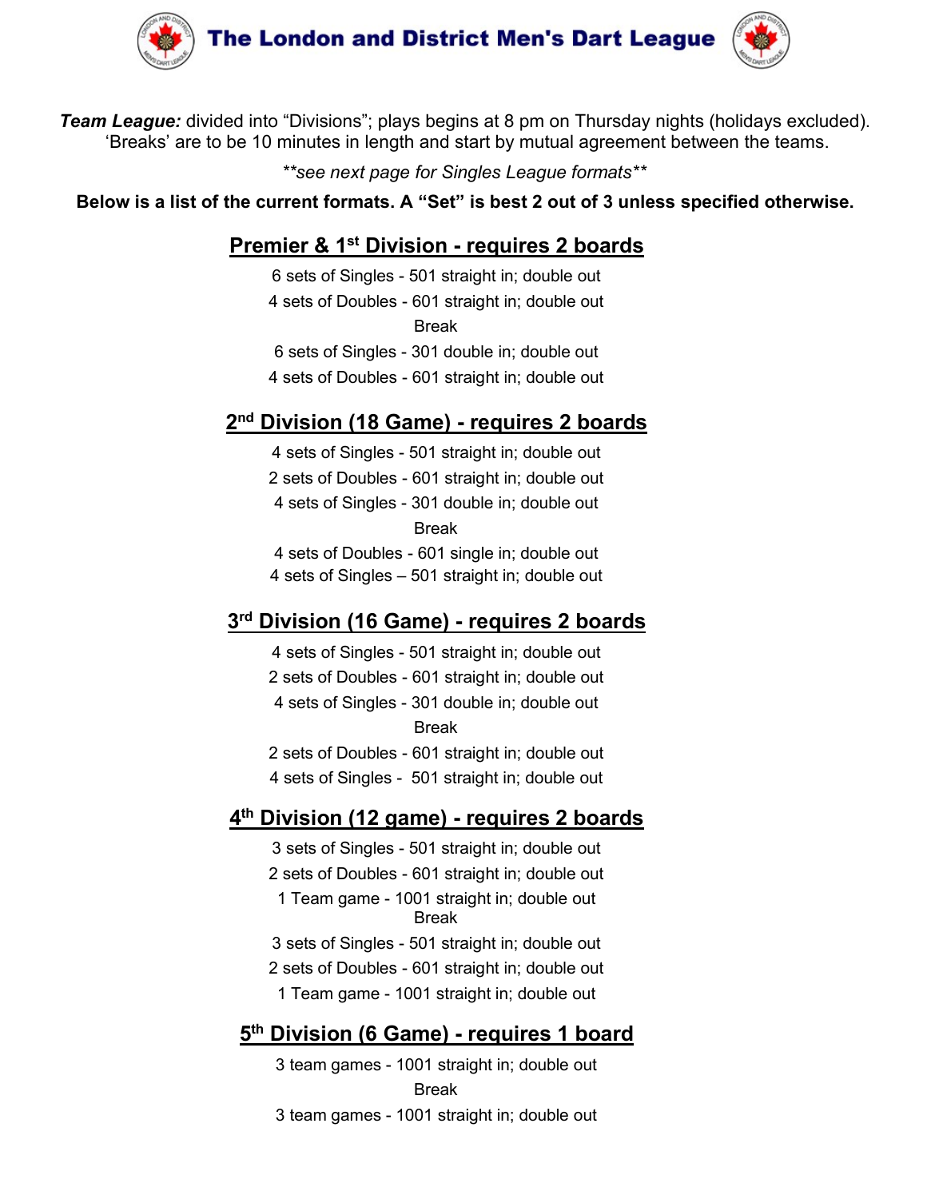# The London and District Men's Dart League

***Team League:*** divided into "Divisions"; plays begins at 8 pm on Thursday nights (holidays excluded). 'Breaks' are to be 10 minutes in length and start by mutual agreement between the teams.

*\*\*see next page for Singles League formats\*\**

**Below is a list of the current formats. A "Set" is best 2 out of 3 unless specified otherwise.**

## Premier & 1st Division - requires 2 boards

6 sets of Singles - 501 straight in; double out
4 sets of Doubles - 601 straight in; double out
Break
6 sets of Singles - 301 double in; double out
4 sets of Doubles - 601 straight in; double out

## 2nd Division (18 Game) - requires 2 boards

4 sets of Singles - 501 straight in; double out
2 sets of Doubles - 601 straight in; double out
4 sets of Singles - 301 double in; double out
Break
4 sets of Doubles - 601 single in; double out
4 sets of Singles – 501 straight in; double out

## 3rd Division (16 Game) - requires 2 boards

4 sets of Singles - 501 straight in; double out
2 sets of Doubles - 601 straight in; double out
4 sets of Singles - 301 double in; double out
Break
2 sets of Doubles - 601 straight in; double out
4 sets of Singles - 501 straight in; double out

## 4th Division (12 game) - requires 2 boards

3 sets of Singles - 501 straight in; double out
2 sets of Doubles - 601 straight in; double out
1 Team game - 1001 straight in; double out
Break
3 sets of Singles - 501 straight in; double out
2 sets of Doubles - 601 straight in; double out
1 Team game - 1001 straight in; double out

## 5th Division (6 Game) - requires 1 board

3 team games - 1001 straight in; double out
Break
3 team games - 1001 straight in; double out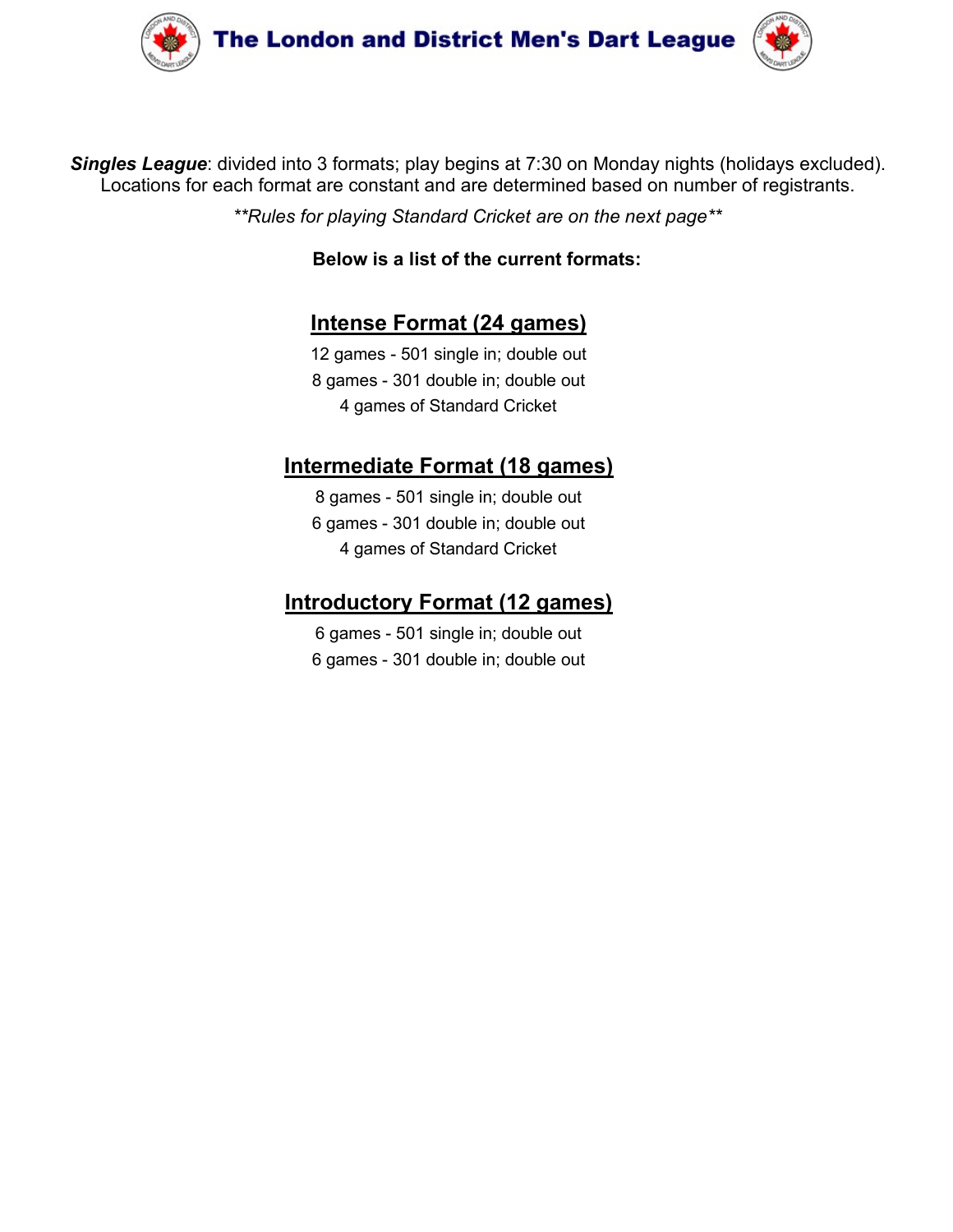# The London and District Men's Dart League

***Singles League***: divided into 3 formats; play begins at 7:30 on Monday nights (holidays excluded). Locations for each format are constant and are determined based on number of registrants.

*\*\*Rules for playing Standard Cricket are on the next page\*\**

**Below is a list of the current formats:**

## Intense Format (24 games)

12 games - 501 single in; double out

8 games - 301 double in; double out

4 games of Standard Cricket

## Intermediate Format (18 games)

8 games - 501 single in; double out

6 games - 301 double in; double out

4 games of Standard Cricket

## Introductory Format (12 games)

6 games - 501 single in; double out

6 games - 301 double in; double out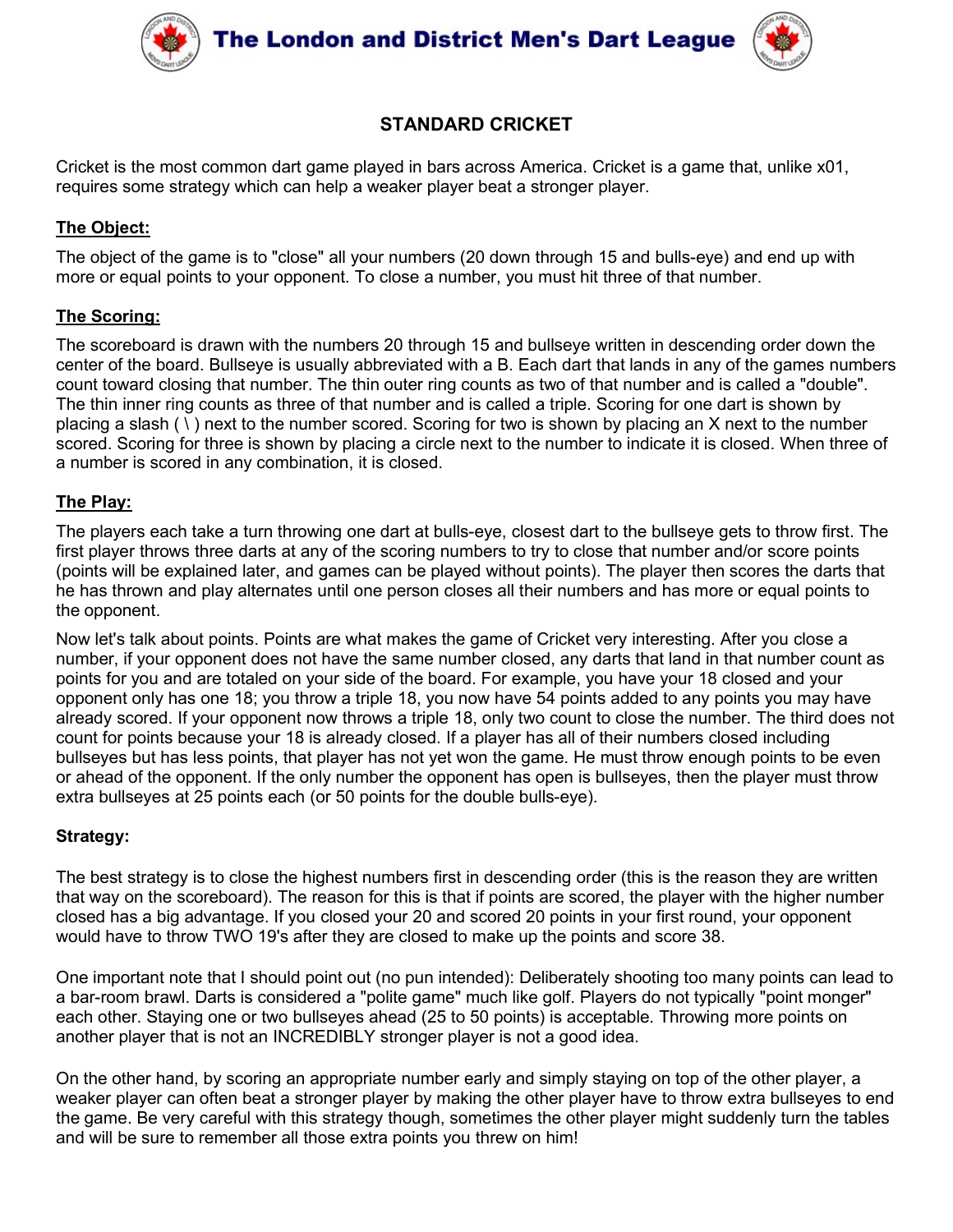# The London and District Men's Dart League

## STANDARD CRICKET

Cricket is the most common dart game played in bars across America. Cricket is a game that, unlike x01, requires some strategy which can help a weaker player beat a stronger player.

### The Object:

The object of the game is to "close" all your numbers (20 down through 15 and bulls-eye) and end up with more or equal points to your opponent. To close a number, you must hit three of that number.

### The Scoring:

The scoreboard is drawn with the numbers 20 through 15 and bullseye written in descending order down the center of the board. Bullseye is usually abbreviated with a B. Each dart that lands in any of the games numbers count toward closing that number. The thin outer ring counts as two of that number and is called a "double". The thin inner ring counts as three of that number and is called a triple. Scoring for one dart is shown by placing a slash ( \ ) next to the number scored. Scoring for two is shown by placing an X next to the number scored. Scoring for three is shown by placing a circle next to the number to indicate it is closed. When three of a number is scored in any combination, it is closed.

### The Play:

The players each take a turn throwing one dart at bulls-eye, closest dart to the bullseye gets to throw first. The first player throws three darts at any of the scoring numbers to try to close that number and/or score points (points will be explained later, and games can be played without points). The player then scores the darts that he has thrown and play alternates until one person closes all their numbers and has more or equal points to the opponent.

Now let's talk about points. Points are what makes the game of Cricket very interesting. After you close a number, if your opponent does not have the same number closed, any darts that land in that number count as points for you and are totaled on your side of the board. For example, you have your 18 closed and your opponent only has one 18; you throw a triple 18, you now have 54 points added to any points you may have already scored. If your opponent now throws a triple 18, only two count to close the number. The third does not count for points because your 18 is already closed. If a player has all of their numbers closed including bullseyes but has less points, that player has not yet won the game. He must throw enough points to be even or ahead of the opponent. If the only number the opponent has open is bullseyes, then the player must throw extra bullseyes at 25 points each (or 50 points for the double bulls-eye).

### Strategy:

The best strategy is to close the highest numbers first in descending order (this is the reason they are written that way on the scoreboard). The reason for this is that if points are scored, the player with the higher number closed has a big advantage. If you closed your 20 and scored 20 points in your first round, your opponent would have to throw TWO 19's after they are closed to make up the points and score 38.

One important note that I should point out (no pun intended): Deliberately shooting too many points can lead to a bar-room brawl. Darts is considered a "polite game" much like golf. Players do not typically "point monger" each other. Staying one or two bullseyes ahead (25 to 50 points) is acceptable. Throwing more points on another player that is not an INCREDIBLY stronger player is not a good idea.

On the other hand, by scoring an appropriate number early and simply staying on top of the other player, a weaker player can often beat a stronger player by making the other player have to throw extra bullseyes to end the game. Be very careful with this strategy though, sometimes the other player might suddenly turn the tables and will be sure to remember all those extra points you threw on him!